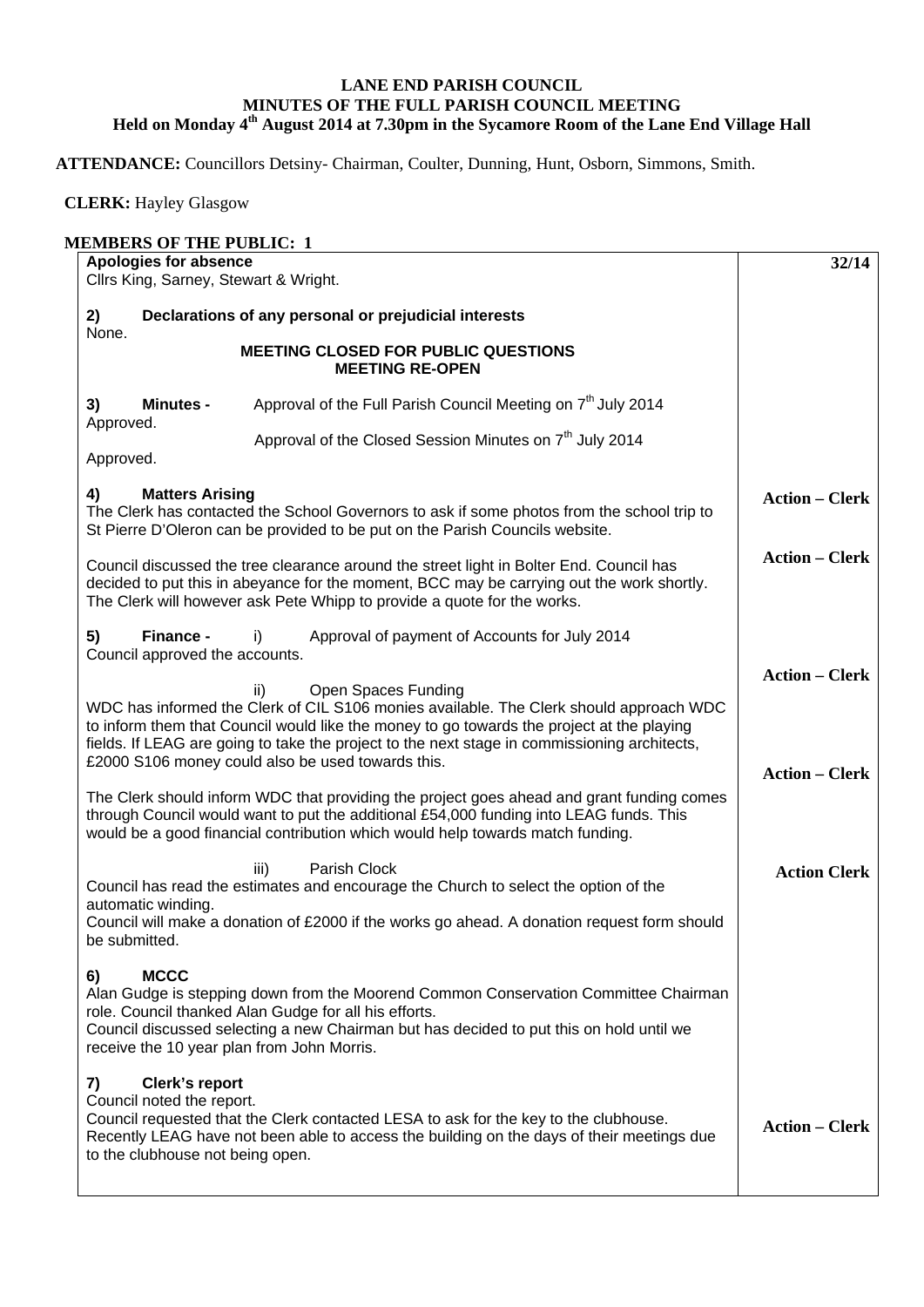# LANE END PARISH COUNCIL
## MINUTES OF THE FULL PARISH COUNCIL MEETING
### Held on Monday 4th August 2014 at 7.30pm in the Sycamore Room of the Lane End Village Hall

**ATTENDANCE:** Councillors Detsiny- Chairman, Coulter, Dunning, Hunt, Osborn, Simmons, Smith.

**CLERK:** Hayley Glasgow

**MEMBERS OF THE PUBLIC: 1**

| | |
|---|---|
| **Apologies for absence**<br>Cllrs King, Sarney, Stewart & Wright. | **32/14** |
| **2) Declarations of any personal or prejudicial interests**<br>None. | |
| **MEETING CLOSED FOR PUBLIC QUESTIONS**<br>**MEETING RE-OPEN** | |
| **3) Minutes -** Approval of the Full Parish Council Meeting on 7th July 2014<br>Approved.<br>Approval of the Closed Session Minutes on 7th July 2014<br>Approved. | |
| **4) Matters Arising**<br>The Clerk has contacted the School Governors to ask if some photos from the school trip to St Pierre D'Oleron can be provided to be put on the Parish Councils website. | **Action – Clerk** |
| Council discussed the tree clearance around the street light in Bolter End. Council has decided to put this in abeyance for the moment, BCC may be carrying out the work shortly. The Clerk will however ask Pete Whipp to provide a quote for the works. | **Action – Clerk** |
| **5) Finance -** i) Approval of payment of Accounts for July 2014<br>Council approved the accounts. | |
| ii) Open Spaces Funding<br>WDC has informed the Clerk of CIL S106 monies available. The Clerk should approach WDC to inform them that Council would like the money to go towards the project at the playing fields. If LEAG are going to take the project to the next stage in commissioning architects, £2000 S106 money could also be used towards this. | **Action – Clerk** |
| The Clerk should inform WDC that providing the project goes ahead and grant funding comes through Council would want to put the additional £54,000 funding into LEAG funds. This would be a good financial contribution which would help towards match funding. | **Action – Clerk** |
| iii) Parish Clock<br>Council has read the estimates and encourage the Church to select the option of the automatic winding.<br>Council will make a donation of £2000 if the works go ahead. A donation request form should be submitted. | **Action Clerk** |
| **6) MCCC**<br>Alan Gudge is stepping down from the Moorend Common Conservation Committee Chairman role. Council thanked Alan Gudge for all his efforts.<br>Council discussed selecting a new Chairman but has decided to put this on hold until we receive the 10 year plan from John Morris. | |
| **7) Clerk's report**<br>Council noted the report.<br>Council requested that the Clerk contacted LESA to ask for the key to the clubhouse. Recently LEAG have not been able to access the building on the days of their meetings due to the clubhouse not being open. | **Action – Clerk** |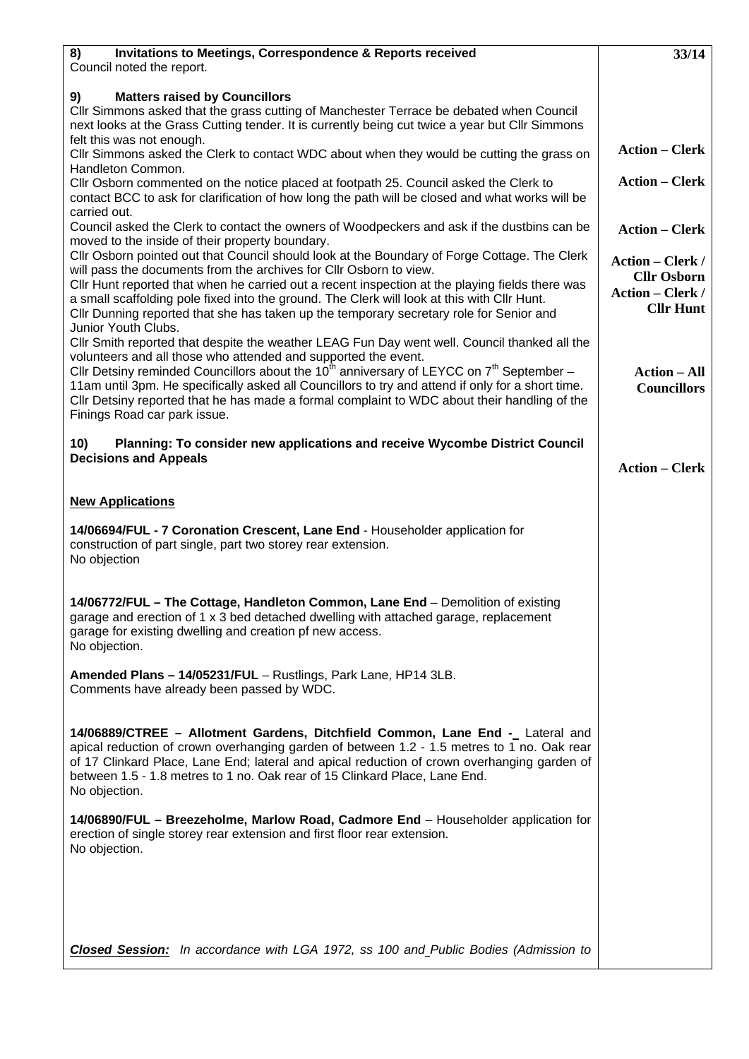| | |
|---|---|
| **8) Invitations to Meetings, Correspondence & Reports received**<br>Council noted the report. | **33/14** |
| **9) Matters raised by Councillors**<br>Cllr Simmons asked that the grass cutting of Manchester Terrace be debated when Council next looks at the Grass Cutting tender. It is currently being cut twice a year but Cllr Simmons felt this was not enough. | |
| Cllr Simmons asked the Clerk to contact WDC about when they would be cutting the grass on Handleton Common. | **Action – Clerk** |
| Cllr Osborn commented on the notice placed at footpath 25. Council asked the Clerk to contact BCC to ask for clarification of how long the path will be closed and what works will be carried out. | **Action – Clerk** |
| Council asked the Clerk to contact the owners of Woodpeckers and ask if the dustbins can be moved to the inside of their property boundary. | **Action – Clerk** |
| Cllr Osborn pointed out that Council should look at the Boundary of Forge Cottage. The Clerk will pass the documents from the archives for Cllr Osborn to view. | **Action – Clerk / Cllr Osborn** |
| Cllr Hunt reported that when he carried out a recent inspection at the playing fields there was a small scaffolding pole fixed into the ground. The Clerk will look at this with Cllr Hunt. | **Action – Clerk / Cllr Hunt** |
| Cllr Dunning reported that she has taken up the temporary secretary role for Senior and Junior Youth Clubs.<br>Cllr Smith reported that despite the weather LEAG Fun Day went well. Council thanked all the volunteers and all those who attended and supported the event. | |
| Cllr Detsiny reminded Councillors about the 10th anniversary of LEYCC on 7th September – 11am until 3pm. He specifically asked all Councillors to try and attend if only for a short time. | **Action – All Councillors** |
| Cllr Detsiny reported that he has made a formal complaint to WDC about their handling of the Finings Road car park issue. | |
| **10) Planning: To consider new applications and receive Wycombe District Council Decisions and Appeals** | **Action – Clerk** |
| **New Applications**<br><br>**14/06694/FUL - 7 Coronation Crescent, Lane End** - Householder application for construction of part single, part two storey rear extension.<br>No objection<br><br>**14/06772/FUL – The Cottage, Handleton Common, Lane End** – Demolition of existing garage and erection of 1 x 3 bed detached dwelling with attached garage, replacement garage for existing dwelling and creation pf new access.<br>No objection.<br><br>**Amended Plans – 14/05231/FUL** – Rustlings, Park Lane, HP14 3LB.<br>Comments have already been passed by WDC.<br><br>**14/06889/CTREE – Allotment Gardens, Ditchfield Common, Lane End -** Lateral and apical reduction of crown overhanging garden of between 1.2 - 1.5 metres to 1 no. Oak rear of 17 Clinkard Place, Lane End; lateral and apical reduction of crown overhanging garden of between 1.5 - 1.8 metres to 1 no. Oak rear of 15 Clinkard Place, Lane End.<br>No objection.<br><br>**14/06890/FUL – Breezeholme, Marlow Road, Cadmore End** – Householder application for erection of single storey rear extension and first floor rear extension.<br>No objection. | |
| ***Closed Session:*** *In accordance with LGA 1972, ss 100 and Public Bodies (Admission to* | |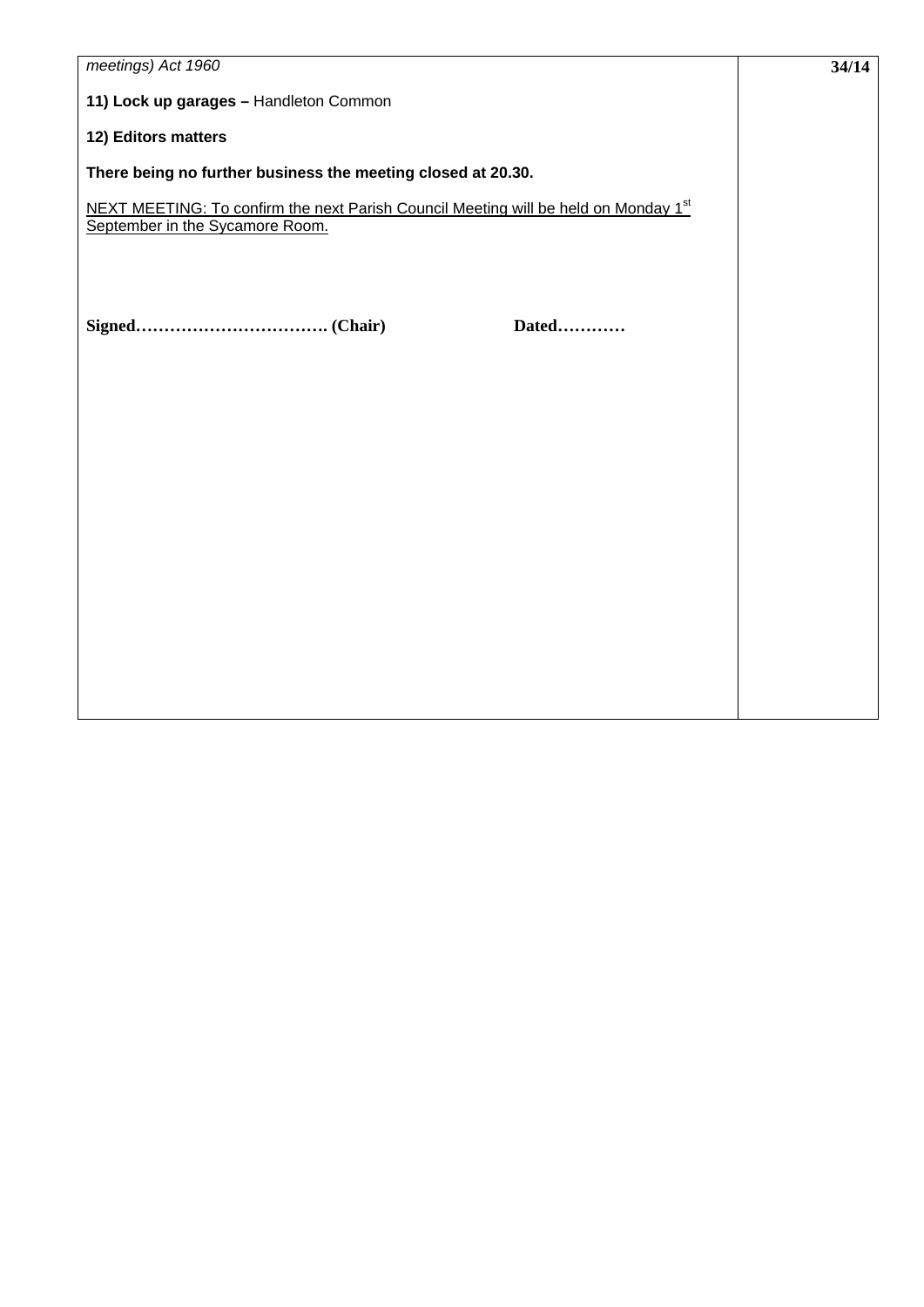*meetings) Act 1960*

**34/14**

**11) Lock up garages –** Handleton Common

**12) Editors matters**

**There being no further business the meeting closed at 20.30.**

NEXT MEETING: To confirm the next Parish Council Meeting will be held on Monday 1st September in the Sycamore Room.

**Signed……………………………. (Chair)** **Dated…………**